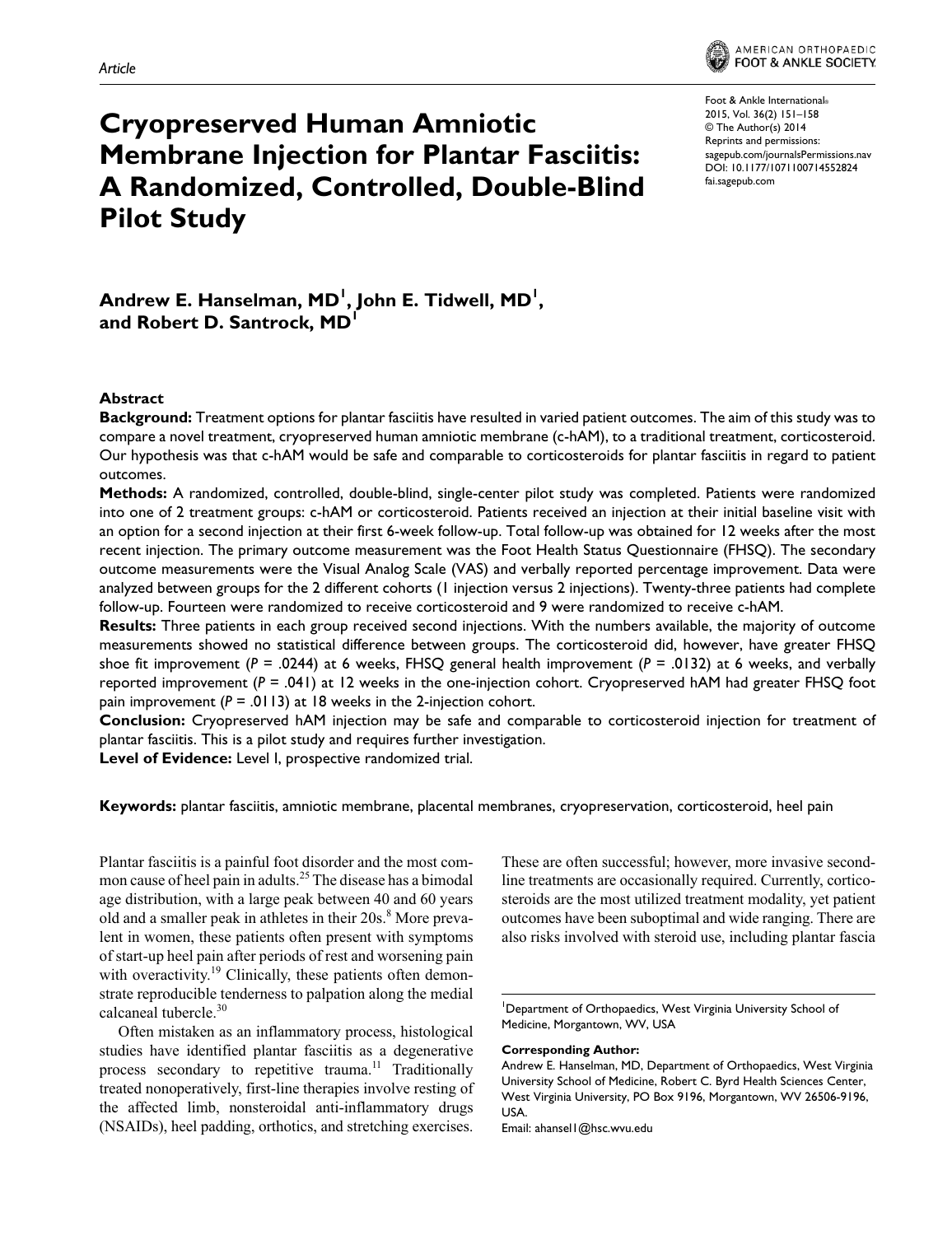Article

# Cryopreserved Human Amniotic Membrane Injection for Plantar Fasciitis: A Randomized, Controlled, Double-Blind Pilot Study

Foot & Ankle International®
2015, Vol. 36(2) 151–158
© The Author(s) 2014
Reprints and permissions: sagepub.com/journalsPermissions.nav
DOI: 10.1177/1071100714552824
fai.sagepub.com

**Andrew E. Hanselman, MD[1], John E. Tidwell, MD[1], and Robert D. Santrock, MD[1]**

## Abstract

**Background:** Treatment options for plantar fasciitis have resulted in varied patient outcomes. The aim of this study was to compare a novel treatment, cryopreserved human amniotic membrane (c-hAM), to a traditional treatment, corticosteroid. Our hypothesis was that c-hAM would be safe and comparable to corticosteroids for plantar fasciitis in regard to patient outcomes.

**Methods:** A randomized, controlled, double-blind, single-center pilot study was completed. Patients were randomized into one of 2 treatment groups: c-hAM or corticosteroid. Patients received an injection at their initial baseline visit with an option for a second injection at their first 6-week follow-up. Total follow-up was obtained for 12 weeks after the most recent injection. The primary outcome measurement was the Foot Health Status Questionnaire (FHSQ). The secondary outcome measurements were the Visual Analog Scale (VAS) and verbally reported percentage improvement. Data were analyzed between groups for the 2 different cohorts (1 injection versus 2 injections). Twenty-three patients had complete follow-up. Fourteen were randomized to receive corticosteroid and 9 were randomized to receive c-hAM.

**Results:** Three patients in each group received second injections. With the numbers available, the majority of outcome measurements showed no statistical difference between groups. The corticosteroid did, however, have greater FHSQ shoe fit improvement ($P = .0244$) at 6 weeks, FHSQ general health improvement ($P = .0132$) at 6 weeks, and verbally reported improvement ($P = .041$) at 12 weeks in the one-injection cohort. Cryopreserved hAM had greater FHSQ foot pain improvement ($P = .0113$) at 18 weeks in the 2-injection cohort.

**Conclusion:** Cryopreserved hAM injection may be safe and comparable to corticosteroid injection for treatment of plantar fasciitis. This is a pilot study and requires further investigation.

**Level of Evidence:** Level I, prospective randomized trial.

**Keywords:** plantar fasciitis, amniotic membrane, placental membranes, cryopreservation, corticosteroid, heel pain

Plantar fasciitis is a painful foot disorder and the most common cause of heel pain in adults.[25] The disease has a bimodal age distribution, with a large peak between 40 and 60 years old and a smaller peak in athletes in their 20s.[8] More prevalent in women, these patients often present with symptoms of start-up heel pain after periods of rest and worsening pain with overactivity.[19] Clinically, these patients often demonstrate reproducible tenderness to palpation along the medial calcaneal tubercle.[30]

Often mistaken as an inflammatory process, histological studies have identified plantar fasciitis as a degenerative process secondary to repetitive trauma.[11] Traditionally treated nonoperatively, first-line therapies involve resting of the affected limb, nonsteroidal anti-inflammatory drugs (NSAIDs), heel padding, orthotics, and stretching exercises. These are often successful; however, more invasive second-line treatments are occasionally required. Currently, corticosteroids are the most utilized treatment modality, yet patient outcomes have been suboptimal and wide ranging. There are also risks involved with steroid use, including plantar fascia

[1]Department of Orthopaedics, West Virginia University School of Medicine, Morgantown, WV, USA

**Corresponding Author:**
Andrew E. Hanselman, MD, Department of Orthopaedics, West Virginia University School of Medicine, Robert C. Byrd Health Sciences Center, West Virginia University, PO Box 9196, Morgantown, WV 26506-9196, USA.
Email: ahansel1@hsc.wvu.edu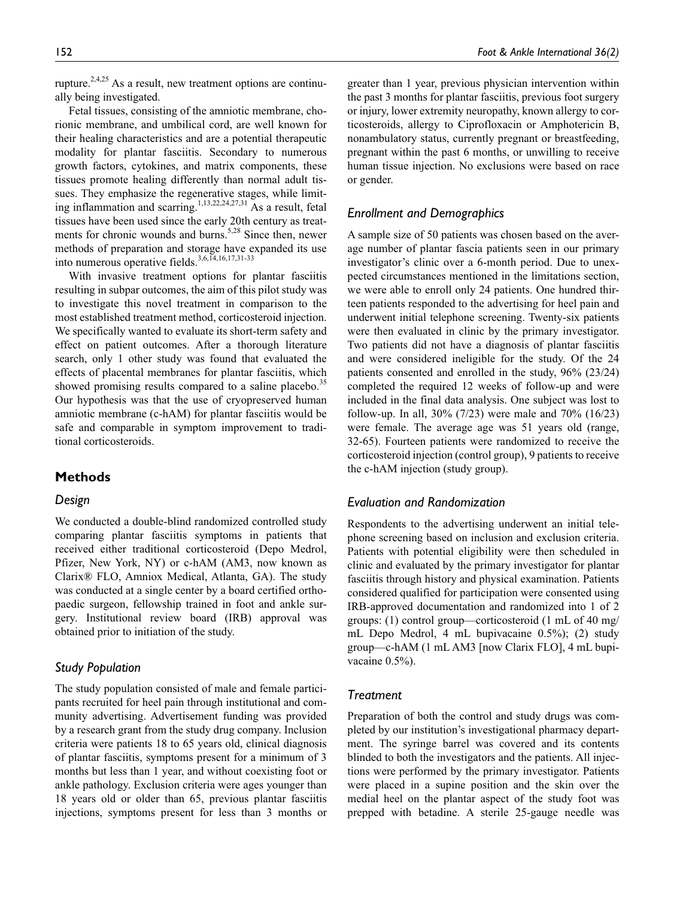rupture.[2,4,25] As a result, new treatment options are continually being investigated.

Fetal tissues, consisting of the amniotic membrane, chorionic membrane, and umbilical cord, are well known for their healing characteristics and are a potential therapeutic modality for plantar fasciitis. Secondary to numerous growth factors, cytokines, and matrix components, these tissues promote healing differently than normal adult tissues. They emphasize the regenerative stages, while limiting inflammation and scarring.[1,13,22,24,27,31] As a result, fetal tissues have been used since the early 20th century as treatments for chronic wounds and burns.[5,28] Since then, newer methods of preparation and storage have expanded its use into numerous operative fields.[3,6,14,16,17,31-33]

With invasive treatment options for plantar fasciitis resulting in subpar outcomes, the aim of this pilot study was to investigate this novel treatment in comparison to the most established treatment method, corticosteroid injection. We specifically wanted to evaluate its short-term safety and effect on patient outcomes. After a thorough literature search, only 1 other study was found that evaluated the effects of placental membranes for plantar fasciitis, which showed promising results compared to a saline placebo.[35] Our hypothesis was that the use of cryopreserved human amniotic membrane (c-hAM) for plantar fasciitis would be safe and comparable in symptom improvement to traditional corticosteroids.

## Methods

### Design

We conducted a double-blind randomized controlled study comparing plantar fasciitis symptoms in patients that received either traditional corticosteroid (Depo Medrol, Pfizer, New York, NY) or c-hAM (AM3, now known as Clarix® FLO, Amniox Medical, Atlanta, GA). The study was conducted at a single center by a board certified orthopaedic surgeon, fellowship trained in foot and ankle surgery. Institutional review board (IRB) approval was obtained prior to initiation of the study.

### Study Population

The study population consisted of male and female participants recruited for heel pain through institutional and community advertising. Advertisement funding was provided by a research grant from the study drug company. Inclusion criteria were patients 18 to 65 years old, clinical diagnosis of plantar fasciitis, symptoms present for a minimum of 3 months but less than 1 year, and without coexisting foot or ankle pathology. Exclusion criteria were ages younger than 18 years old or older than 65, previous plantar fasciitis injections, symptoms present for less than 3 months or greater than 1 year, previous physician intervention within the past 3 months for plantar fasciitis, previous foot surgery or injury, lower extremity neuropathy, known allergy to corticosteroids, allergy to Ciprofloxacin or Amphotericin B, nonambulatory status, currently pregnant or breastfeeding, pregnant within the past 6 months, or unwilling to receive human tissue injection. No exclusions were based on race or gender.

### Enrollment and Demographics

A sample size of 50 patients was chosen based on the average number of plantar fascia patients seen in our primary investigator's clinic over a 6-month period. Due to unexpected circumstances mentioned in the limitations section, we were able to enroll only 24 patients. One hundred thirteen patients responded to the advertising for heel pain and underwent initial telephone screening. Twenty-six patients were then evaluated in clinic by the primary investigator. Two patients did not have a diagnosis of plantar fasciitis and were considered ineligible for the study. Of the 24 patients consented and enrolled in the study, 96% (23/24) completed the required 12 weeks of follow-up and were included in the final data analysis. One subject was lost to follow-up. In all, 30% (7/23) were male and 70% (16/23) were female. The average age was 51 years old (range, 32-65). Fourteen patients were randomized to receive the corticosteroid injection (control group), 9 patients to receive the c-hAM injection (study group).

### Evaluation and Randomization

Respondents to the advertising underwent an initial telephone screening based on inclusion and exclusion criteria. Patients with potential eligibility were then scheduled in clinic and evaluated by the primary investigator for plantar fasciitis through history and physical examination. Patients considered qualified for participation were consented using IRB-approved documentation and randomized into 1 of 2 groups: (1) control group—corticosteroid (1 mL of 40 mg/mL Depo Medrol, 4 mL bupivacaine 0.5%); (2) study group—c-hAM (1 mL AM3 [now Clarix FLO], 4 mL bupivacaine 0.5%).

### Treatment

Preparation of both the control and study drugs was completed by our institution's investigational pharmacy department. The syringe barrel was covered and its contents blinded to both the investigators and the patients. All injections were performed by the primary investigator. Patients were placed in a supine position and the skin over the medial heel on the plantar aspect of the study foot was prepped with betadine. A sterile 25-gauge needle was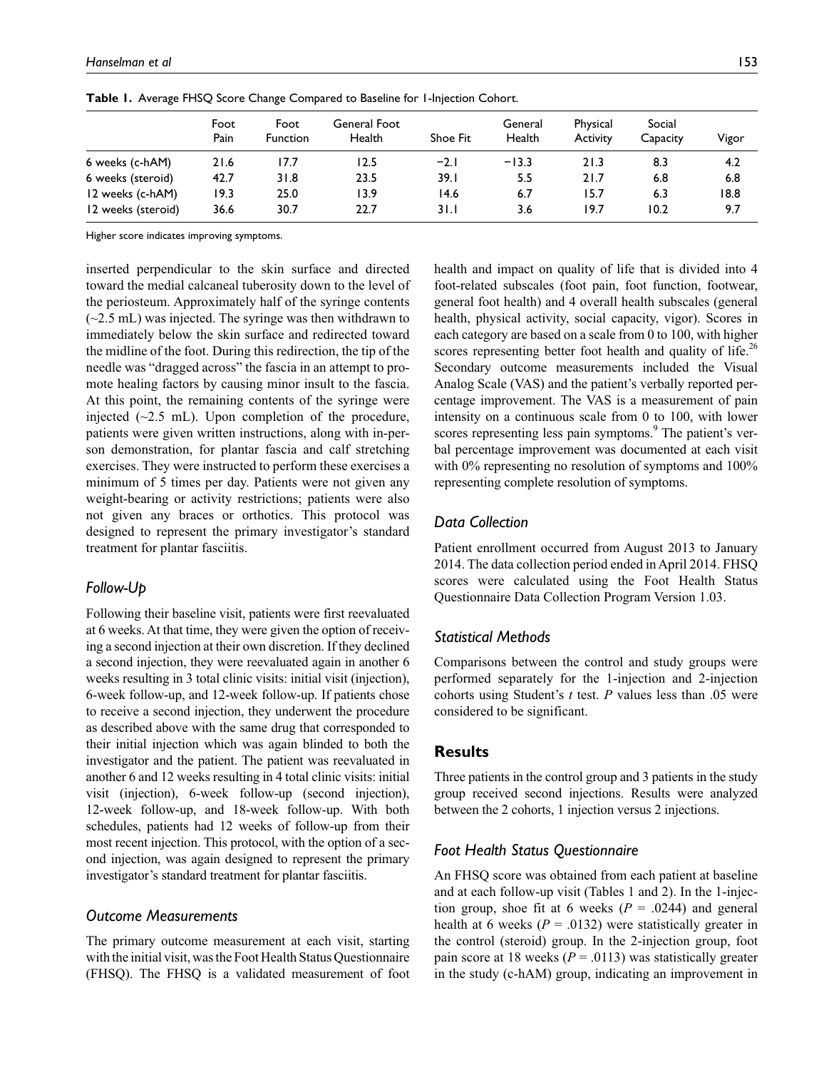**Table 1.** Average FHSQ Score Change Compared to Baseline for 1-Injection Cohort.

| | Foot Pain | Foot Function | General Foot Health | Shoe Fit | General Health | Physical Activity | Social Capacity | Vigor |
|---|---|---|---|---|---|---|---|---|
| 6 weeks (c-hAM) | 21.6 | 17.7 | 12.5 | −2.1 | −13.3 | 21.3 | 8.3 | 4.2 |
| 6 weeks (steroid) | 42.7 | 31.8 | 23.5 | 39.1 | 5.5 | 21.7 | 6.8 | 6.8 |
| 12 weeks (c-hAM) | 19.3 | 25.0 | 13.9 | 14.6 | 6.7 | 15.7 | 6.3 | 18.8 |
| 12 weeks (steroid) | 36.6 | 30.7 | 22.7 | 31.1 | 3.6 | 19.7 | 10.2 | 9.7 |

Higher score indicates improving symptoms.

inserted perpendicular to the skin surface and directed toward the medial calcaneal tuberosity down to the level of the periosteum. Approximately half of the syringe contents (~2.5 mL) was injected. The syringe was then withdrawn to immediately below the skin surface and redirected toward the midline of the foot. During this redirection, the tip of the needle was "dragged across" the fascia in an attempt to promote healing factors by causing minor insult to the fascia. At this point, the remaining contents of the syringe were injected (~2.5 mL). Upon completion of the procedure, patients were given written instructions, along with in-person demonstration, for plantar fascia and calf stretching exercises. They were instructed to perform these exercises a minimum of 5 times per day. Patients were not given any weight-bearing or activity restrictions; patients were also not given any braces or orthotics. This protocol was designed to represent the primary investigator's standard treatment for plantar fasciitis.

### *Follow-Up*

Following their baseline visit, patients were first reevaluated at 6 weeks. At that time, they were given the option of receiving a second injection at their own discretion. If they declined a second injection, they were reevaluated again in another 6 weeks resulting in 3 total clinic visits: initial visit (injection), 6-week follow-up, and 12-week follow-up. If patients chose to receive a second injection, they underwent the procedure as described above with the same drug that corresponded to their initial injection which was again blinded to both the investigator and the patient. The patient was reevaluated in another 6 and 12 weeks resulting in 4 total clinic visits: initial visit (injection), 6-week follow-up (second injection), 12-week follow-up, and 18-week follow-up. With both schedules, patients had 12 weeks of follow-up from their most recent injection. This protocol, with the option of a second injection, was again designed to represent the primary investigator's standard treatment for plantar fasciitis.

### *Outcome Measurements*

The primary outcome measurement at each visit, starting with the initial visit, was the Foot Health Status Questionnaire (FHSQ). The FHSQ is a validated measurement of foot health and impact on quality of life that is divided into 4 foot-related subscales (foot pain, foot function, footwear, general foot health) and 4 overall health subscales (general health, physical activity, social capacity, vigor). Scores in each category are based on a scale from 0 to 100, with higher scores representing better foot health and quality of life.[26] Secondary outcome measurements included the Visual Analog Scale (VAS) and the patient's verbally reported percentage improvement. The VAS is a measurement of pain intensity on a continuous scale from 0 to 100, with lower scores representing less pain symptoms.[9] The patient's verbal percentage improvement was documented at each visit with 0% representing no resolution of symptoms and 100% representing complete resolution of symptoms.

### *Data Collection*

Patient enrollment occurred from August 2013 to January 2014. The data collection period ended in April 2014. FHSQ scores were calculated using the Foot Health Status Questionnaire Data Collection Program Version 1.03.

### *Statistical Methods*

Comparisons between the control and study groups were performed separately for the 1-injection and 2-injection cohorts using Student's *t* test. *P* values less than .05 were considered to be significant.

## Results

Three patients in the control group and 3 patients in the study group received second injections. Results were analyzed between the 2 cohorts, 1 injection versus 2 injections.

### *Foot Health Status Questionnaire*

An FHSQ score was obtained from each patient at baseline and at each follow-up visit (Tables 1 and 2). In the 1-injection group, shoe fit at 6 weeks ($P$ = .0244) and general health at 6 weeks ($P$ = .0132) were statistically greater in the control (steroid) group. In the 2-injection group, foot pain score at 18 weeks ($P$ = .0113) was statistically greater in the study (c-hAM) group, indicating an improvement in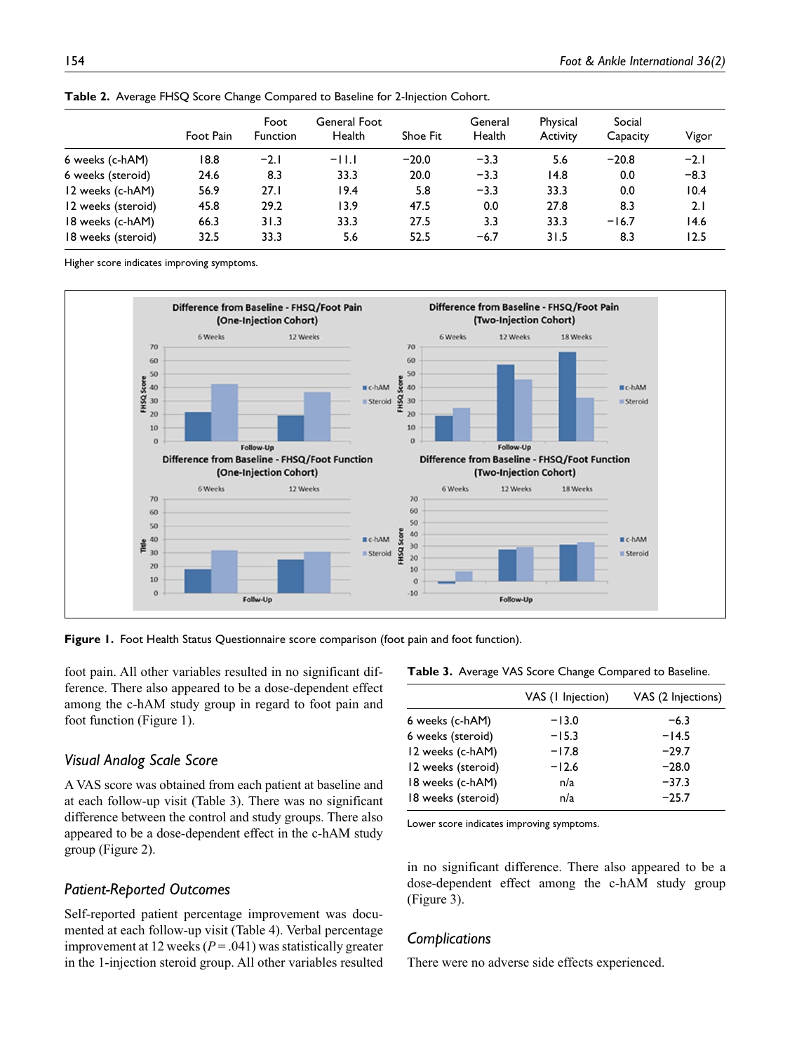**Table 2.** Average FHSQ Score Change Compared to Baseline for 2-Injection Cohort.

| | Foot Pain | Foot Function | General Foot Health | Shoe Fit | General Health | Physical Activity | Social Capacity | Vigor |
|---|---|---|---|---|---|---|---|---|
| 6 weeks (c-hAM) | 18.8 | −2.1 | −11.1 | −20.0 | −3.3 | 5.6 | −20.8 | −2.1 |
| 6 weeks (steroid) | 24.6 | 8.3 | 33.3 | 20.0 | −3.3 | 14.8 | 0.0 | −8.3 |
| 12 weeks (c-hAM) | 56.9 | 27.1 | 19.4 | 5.8 | −3.3 | 33.3 | 0.0 | 10.4 |
| 12 weeks (steroid) | 45.8 | 29.2 | 13.9 | 47.5 | 0.0 | 27.8 | 8.3 | 2.1 |
| 18 weeks (c-hAM) | 66.3 | 31.3 | 33.3 | 27.5 | 3.3 | 33.3 | −16.7 | 14.6 |
| 18 weeks (steroid) | 32.5 | 33.3 | 5.6 | 52.5 | −6.7 | 31.5 | 8.3 | 12.5 |

Higher score indicates improving symptoms.

**Figure 1.** Foot Health Status Questionnaire score comparison (foot pain and foot function).

foot pain. All other variables resulted in no significant difference. There also appeared to be a dose-dependent effect among the c-hAM study group in regard to foot pain and foot function (Figure 1).

### *Visual Analog Scale Score*

A VAS score was obtained from each patient at baseline and at each follow-up visit (Table 3). There was no significant difference between the control and study groups. There also appeared to be a dose-dependent effect in the c-hAM study group (Figure 2).

### *Patient-Reported Outcomes*

Self-reported patient percentage improvement was documented at each follow-up visit (Table 4). Verbal percentage improvement at 12 weeks ($P = .041$) was statistically greater in the 1-injection steroid group. All other variables resulted in no significant difference. There also appeared to be a dose-dependent effect among the c-hAM study group (Figure 3).

**Table 3.** Average VAS Score Change Compared to Baseline.

| | VAS (1 Injection) | VAS (2 Injections) |
|---|---|---|
| 6 weeks (c-hAM) | −13.0 | −6.3 |
| 6 weeks (steroid) | −15.3 | −14.5 |
| 12 weeks (c-hAM) | −17.8 | −29.7 |
| 12 weeks (steroid) | −12.6 | −28.0 |
| 18 weeks (c-hAM) | n/a | −37.3 |
| 18 weeks (steroid) | n/a | −25.7 |

Lower score indicates improving symptoms.

### *Complications*

There were no adverse side effects experienced.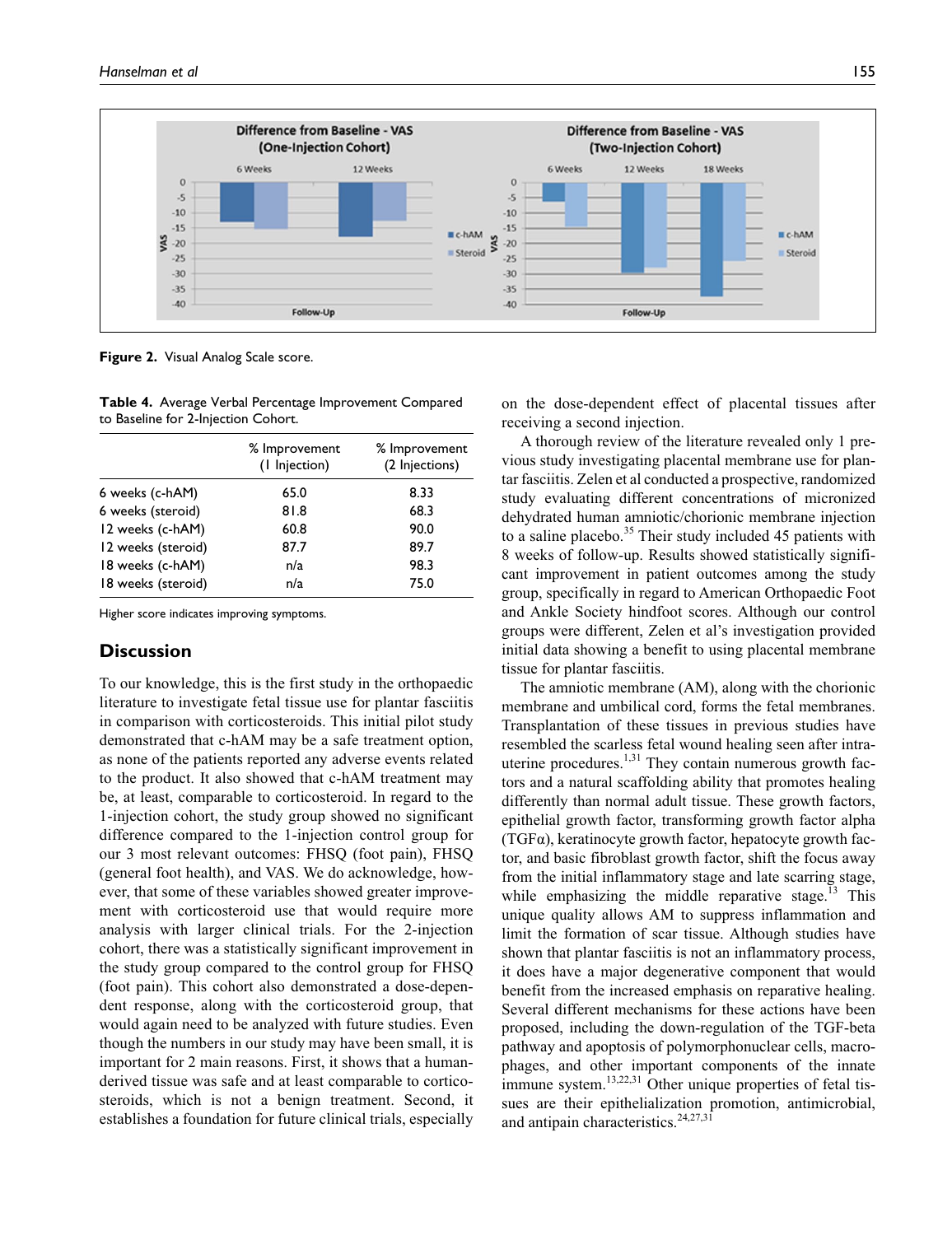Figure 2. Visual Analog Scale score.

**Table 4.** Average Verbal Percentage Improvement Compared to Baseline for 2-Injection Cohort.

| | % Improvement (1 Injection) | % Improvement (2 Injections) |
|---|---|---|
| 6 weeks (c-hAM) | 65.0 | 8.33 |
| 6 weeks (steroid) | 81.8 | 68.3 |
| 12 weeks (c-hAM) | 60.8 | 90.0 |
| 12 weeks (steroid) | 87.7 | 89.7 |
| 18 weeks (c-hAM) | n/a | 98.3 |
| 18 weeks (steroid) | n/a | 75.0 |

Higher score indicates improving symptoms.

## Discussion

To our knowledge, this is the first study in the orthopaedic literature to investigate fetal tissue use for plantar fasciitis in comparison with corticosteroids. This initial pilot study demonstrated that c-hAM may be a safe treatment option, as none of the patients reported any adverse events related to the product. It also showed that c-hAM treatment may be, at least, comparable to corticosteroid. In regard to the 1-injection cohort, the study group showed no significant difference compared to the control group for our 3 most relevant outcomes: FHSQ (foot pain), FHSQ (general foot health), and VAS. We do acknowledge, however, that some of these variables showed greater improvement with corticosteroid use that would require more analysis with larger clinical trials. For the 2-injection cohort, there was a statistically significant improvement in the study group compared to the control group for FHSQ (foot pain). This cohort also demonstrated a dose-dependent response, along with the corticosteroid group, that would again need to be analyzed with future studies. Even though the numbers in our study may have been small, it is important for 2 main reasons. First, it shows that a human-derived tissue was safe and at least comparable to corticosteroids, which is not a benign treatment. Second, it establishes a foundation for future clinical trials, especially on the dose-dependent effect of placental tissues after receiving a second injection.

A thorough review of the literature revealed only 1 previous study investigating placental membrane use for plantar fasciitis. Zelen et al conducted a prospective, randomized study evaluating different concentrations of micronized dehydrated human amniotic/chorionic membrane injection to a saline placebo.[35] Their study included 45 patients with 8 weeks of follow-up. Results showed statistically significant improvement in patient outcomes among the study group, specifically in regard to American Orthopaedic Foot and Ankle Society hindfoot scores. Although our control groups were different, Zelen et al's investigation provided initial data showing a benefit to using placental membrane tissue for plantar fasciitis.

The amniotic membrane (AM), along with the chorionic membrane and umbilical cord, forms the fetal membranes. Transplantation of these tissues in previous studies have resembled the scarless fetal wound healing seen after intrauterine procedures.[1,31] They contain numerous growth factors and a natural scaffolding ability that promotes healing differently than normal adult tissue. These growth factors, epithelial growth factor, transforming growth factor alpha (TGFα), keratinocyte growth factor, hepatocyte growth factor, and basic fibroblast growth factor, shift the focus away from the initial inflammatory stage and late scarring stage, while emphasizing the middle reparative stage.[13] This unique quality allows AM to suppress inflammation and limit the formation of scar tissue. Although studies have shown that plantar fasciitis is not an inflammatory process, it does have a major degenerative component that would benefit from the increased emphasis on reparative healing. Several different mechanisms for these actions have been proposed, including the down-regulation of the TGF-beta pathway and apoptosis of polymorphonuclear cells, macrophages, and other important components of the innate immune system.[13,22,31] Other unique properties of fetal tissues are their epithelialization promotion, antimicrobial, and antipain characteristics.[24,27,31]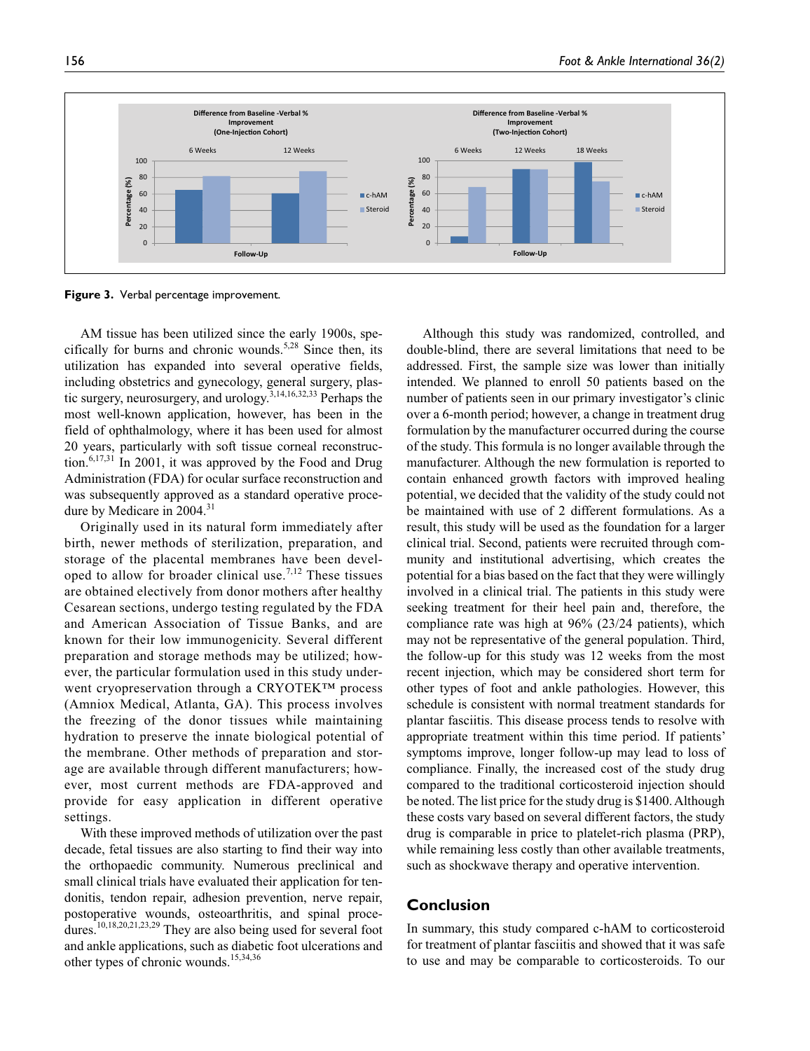**Figure 3.** Verbal percentage improvement.

AM tissue has been utilized since the early 1900s, specifically for burns and chronic wounds.[5,28] Since then, its utilization has expanded into several operative fields, including obstetrics and gynecology, general surgery, plastic surgery, neurosurgery, and urology.[3,14,16,32,33] Perhaps the most well-known application, however, has been in the field of ophthalmology, where it has been used for almost 20 years, particularly with soft tissue corneal reconstruction.[6,17,31] In 2001, it was approved by the Food and Drug Administration (FDA) for ocular surface reconstruction and was subsequently approved as a standard operative procedure by Medicare in 2004.[31]

Originally used in its natural form immediately after birth, newer methods of sterilization, preparation, and storage of the placental membranes have been developed to allow for broader clinical use.[7,12] These tissues are obtained electively from donor mothers after healthy Cesarean sections, undergo testing regulated by the FDA and American Association of Tissue Banks, and are known for their low immunogenicity. Several different preparation and storage methods may be utilized; however, the particular formulation used in this study underwent cryopreservation through a CRYOTEK™ process (Amniox Medical, Atlanta, GA). This process involves the freezing of the donor tissues while maintaining hydration to preserve the innate biological potential of the membrane. Other methods of preparation and storage are available through different manufacturers; however, most current methods are FDA-approved and provide for easy application in different operative settings.

With these improved methods of utilization over the past decade, fetal tissues are also starting to find their way into the orthopaedic community. Numerous preclinical and small clinical trials have evaluated their application for tendonitis, tendon repair, adhesion prevention, nerve repair, postoperative wounds, osteoarthritis, and spinal procedures.[10,18,20,21,23,29] They are also being used for several foot and ankle applications, such as diabetic foot ulcerations and other types of chronic wounds.[15,34,36]

Although this study was randomized, controlled, and double-blind, there are several limitations that need to be addressed. First, the sample size was lower than initially intended. We planned to enroll 50 patients based on the number of patients seen in our primary investigator's clinic over a 6-month period; however, a change in treatment drug formulation by the manufacturer occurred during the course of the study. This formula is no longer available through the manufacturer. Although the new formulation is reported to contain enhanced growth factors with improved healing potential, we decided that the validity of the study could not be maintained with use of 2 different formulations. As a result, this study will be used as the foundation for a larger clinical trial. Second, patients were recruited through community and institutional advertising, which creates the potential for a bias based on the fact that they were willingly involved in a clinical trial. The patients in this study were seeking treatment for their heel pain and, therefore, the compliance rate was high at 96% (23/24 patients), which may not be representative of the general population. Third, the follow-up for this study was 12 weeks from the most recent injection, which may be considered short term for other types of foot and ankle pathologies. However, this schedule is consistent with normal treatment standards for plantar fasciitis. This disease process tends to resolve with appropriate treatment within this time period. If patients' symptoms improve, longer follow-up may lead to loss of compliance. Finally, the increased cost of the study drug compared to the traditional corticosteroid injection should be noted. The list price for the study drug is $1400. Although these costs vary based on several different factors, the study drug is comparable in price to platelet-rich plasma (PRP), while remaining less costly than other available treatments, such as shockwave therapy and operative intervention.

## Conclusion

In summary, this study compared c-hAM to corticosteroid for treatment of plantar fasciitis and showed that it was safe to use and may be comparable to corticosteroids. To our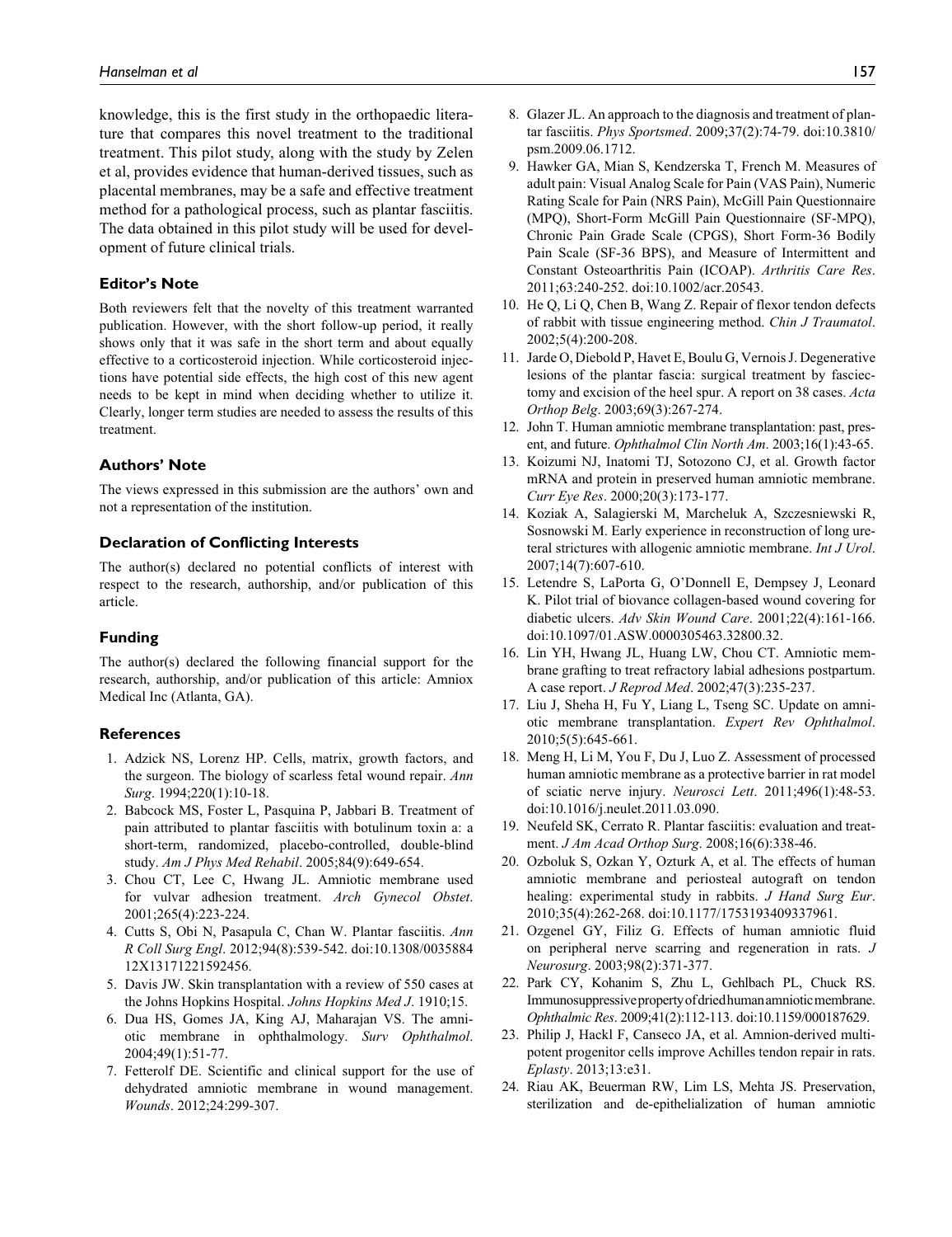knowledge, this is the first study in the orthopaedic literature that compares this novel treatment to the traditional treatment. This pilot study, along with the study by Zelen et al, provides evidence that human-derived tissues, such as placental membranes, may be a safe and effective treatment method for a pathological process, such as plantar fasciitis. The data obtained in this pilot study will be used for development of future clinical trials.

### Editor's Note

Both reviewers felt that the novelty of this treatment warranted publication. However, with the short follow-up period, it really shows only that it was safe in the short term and about equally effective to a corticosteroid injection. While corticosteroid injections have potential side effects, the high cost of this new agent needs to be kept in mind when deciding whether to utilize it. Clearly, longer term studies are needed to assess the results of this treatment.

### Authors' Note

The views expressed in this submission are the authors' own and not a representation of the institution.

### Declaration of Conflicting Interests

The author(s) declared no potential conflicts of interest with respect to the research, authorship, and/or publication of this article.

### Funding

The author(s) declared the following financial support for the research, authorship, and/or publication of this article: Amniox Medical Inc (Atlanta, GA).

### References

1. Adzick NS, Lorenz HP. Cells, matrix, growth factors, and the surgeon. The biology of scarless fetal wound repair. *Ann Surg*. 1994;220(1):10-18.
2. Babcock MS, Foster L, Pasquina P, Jabbari B. Treatment of pain attributed to plantar fasciitis with botulinum toxin a: a short-term, randomized, placebo-controlled, double-blind study. *Am J Phys Med Rehabil*. 2005;84(9):649-654.
3. Chou CT, Lee C, Hwang JL. Amniotic membrane used for vulvar adhesion treatment. *Arch Gynecol Obstet*. 2001;265(4):223-224.
4. Cutts S, Obi N, Pasapula C, Chan W. Plantar fasciitis. *Ann R Coll Surg Engl*. 2012;94(8):539-542. doi:10.1308/003588412X13171221592456.
5. Davis JW. Skin transplantation with a review of 550 cases at the Johns Hopkins Hospital. *Johns Hopkins Med J*. 1910;15.
6. Dua HS, Gomes JA, King AJ, Maharajan VS. The amniotic membrane in ophthalmology. *Surv Ophthalmol*. 2004;49(1):51-77.
7. Fetterolf DE. Scientific and clinical support for the use of dehydrated amniotic membrane in wound management. *Wounds*. 2012;24:299-307.
8. Glazer JL. An approach to the diagnosis and treatment of plantar fasciitis. *Phys Sportsmed*. 2009;37(2):74-79. doi:10.3810/psm.2009.06.1712.
9. Hawker GA, Mian S, Kendzerska T, French M. Measures of adult pain: Visual Analog Scale for Pain (VAS Pain), Numeric Rating Scale for Pain (NRS Pain), McGill Pain Questionnaire (MPQ), Short-Form McGill Pain Questionnaire (SF-MPQ), Chronic Pain Grade Scale (CPGS), Short Form-36 Bodily Pain Scale (SF-36 BPS), and Measure of Intermittent and Constant Osteoarthritis Pain (ICOAP). *Arthritis Care Res*. 2011;63:240-252. doi:10.1002/acr.20543.
10. He Q, Li Q, Chen B, Wang Z. Repair of flexor tendon defects of rabbit with tissue engineering method. *Chin J Traumatol*. 2002;5(4):200-208.
11. Jarde O, Diebold P, Havet E, Boulu G, Vernois J. Degenerative lesions of the plantar fascia: surgical treatment by fasciectomy and excision of the heel spur. A report on 38 cases. *Acta Orthop Belg*. 2003;69(3):267-274.
12. John T. Human amniotic membrane transplantation: past, present, and future. *Ophthalmol Clin North Am*. 2003;16(1):43-65.
13. Koizumi NJ, Inatomi TJ, Sotozono CJ, et al. Growth factor mRNA and protein in preserved human amniotic membrane. *Curr Eye Res*. 2000;20(3):173-177.
14. Koziak A, Salagierski M, Marcheluk A, Szczesniewski R, Sosnowski M. Early experience in reconstruction of long ureteral strictures with allogenic amniotic membrane. *Int J Urol*. 2007;14(7):607-610.
15. Letendre S, LaPorta G, O'Donnell E, Dempsey J, Leonard K. Pilot trial of biovance collagen-based wound covering for diabetic ulcers. *Adv Skin Wound Care*. 2001;22(4):161-166. doi:10.1097/01.ASW.0000305463.32800.32.
16. Lin YH, Hwang JL, Huang LW, Chou CT. Amniotic membrane grafting to treat refractory labial adhesions postpartum. A case report. *J Reprod Med*. 2002;47(3):235-237.
17. Liu J, Sheha H, Fu Y, Liang L, Tseng SC. Update on amniotic membrane transplantation. *Expert Rev Ophthalmol*. 2010;5(5):645-661.
18. Meng H, Li M, You F, Du J, Luo Z. Assessment of processed human amniotic membrane as a protective barrier in rat model of sciatic nerve injury. *Neurosci Lett*. 2011;496(1):48-53. doi:10.1016/j.neulet.2011.03.090.
19. Neufeld SK, Cerrato R. Plantar fasciitis: evaluation and treatment. *J Am Acad Orthop Surg*. 2008;16(6):338-46.
20. Ozboluk S, Ozkan Y, Ozturk A, et al. The effects of human amniotic membrane and periosteal autograft on tendon healing: experimental study in rabbits. *J Hand Surg Eur*. 2010;35(4):262-268. doi:10.1177/1753193409337961.
21. Ozgenel GY, Filiz G. Effects of human amniotic fluid on peripheral nerve scarring and regeneration in rats. *J Neurosurg*. 2003;98(2):371-377.
22. Park CY, Kohanim S, Zhu L, Gehlbach PL, Chuck RS. Immunosuppressive property of dried human amniotic membrane. *Ophthalmic Res*. 2009;41(2):112-113. doi:10.1159/000187629.
23. Philip J, Hackl F, Canseco JA, et al. Amnion-derived multipotent progenitor cells improve Achilles tendon repair in rats. *Eplasty*. 2013;13:e31.
24. Riau AK, Beuerman RW, Lim LS, Mehta JS. Preservation, sterilization and de-epithelialization of human amniotic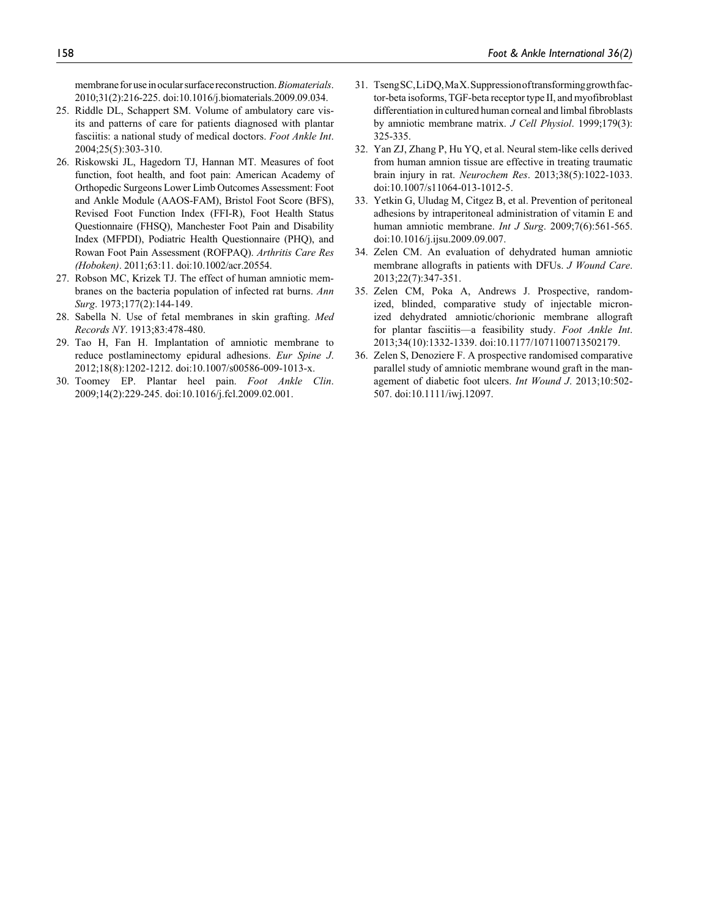membrane for use in ocular surface reconstruction. *Biomaterials*. 2010;31(2):216-225. doi:10.1016/j.biomaterials.2009.09.034.

25. Riddle DL, Schappert SM. Volume of ambulatory care visits and patterns of care for patients diagnosed with plantar fasciitis: a national study of medical doctors. *Foot Ankle Int*. 2004;25(5):303-310.
26. Riskowski JL, Hagedorn TJ, Hannan MT. Measures of foot function, foot health, and foot pain: American Academy of Orthopedic Surgeons Lower Limb Outcomes Assessment: Foot and Ankle Module (AAOS-FAM), Bristol Foot Score (BFS), Revised Foot Function Index (FFI-R), Foot Health Status Questionnaire (FHSQ), Manchester Foot Pain and Disability Index (MFPDI), Podiatric Health Questionnaire (PHQ), and Rowan Foot Pain Assessment (ROFPAQ). *Arthritis Care Res (Hoboken)*. 2011;63:11. doi:10.1002/acr.20554.
27. Robson MC, Krizek TJ. The effect of human amniotic membranes on the bacteria population of infected rat burns. *Ann Surg*. 1973;177(2):144-149.
28. Sabella N. Use of fetal membranes in skin grafting. *Med Records NY*. 1913;83:478-480.
29. Tao H, Fan H. Implantation of amniotic membrane to reduce postlaminectomy epidural adhesions. *Eur Spine J*. 2012;18(8):1202-1212. doi:10.1007/s00586-009-1013-x.
30. Toomey EP. Plantar heel pain. *Foot Ankle Clin*. 2009;14(2):229-245. doi:10.1016/j.fcl.2009.02.001.
31. Tseng SC, Li DQ, Ma X. Suppression of transforming growth factor-beta isoforms, TGF-beta receptor type II, and myofibroblast differentiation in cultured human corneal and limbal fibroblasts by amniotic membrane matrix. *J Cell Physiol*. 1999;179(3): 325-335.
32. Yan ZJ, Zhang P, Hu YQ, et al. Neural stem-like cells derived from human amnion tissue are effective in treating traumatic brain injury in rat. *Neurochem Res*. 2013;38(5):1022-1033. doi:10.1007/s11064-013-1012-5.
33. Yetkin G, Uludag M, Citgez B, et al. Prevention of peritoneal adhesions by intraperitoneal administration of vitamin E and human amniotic membrane. *Int J Surg*. 2009;7(6):561-565. doi:10.1016/j.ijsu.2009.09.007.
34. Zelen CM. An evaluation of dehydrated human amniotic membrane allografts in patients with DFUs. *J Wound Care*. 2013;22(7):347-351.
35. Zelen CM, Poka A, Andrews J. Prospective, randomized, blinded, comparative study of injectable micronized dehydrated amniotic/chorionic membrane allograft for plantar fasciitis—a feasibility study. *Foot Ankle Int*. 2013;34(10):1332-1339. doi:10.1177/1071100713502179.
36. Zelen S, Denoziere F. A prospective randomised comparative parallel study of amniotic membrane wound graft in the management of diabetic foot ulcers. *Int Wound J*. 2013;10:502-507. doi:10.1111/iwj.12097.